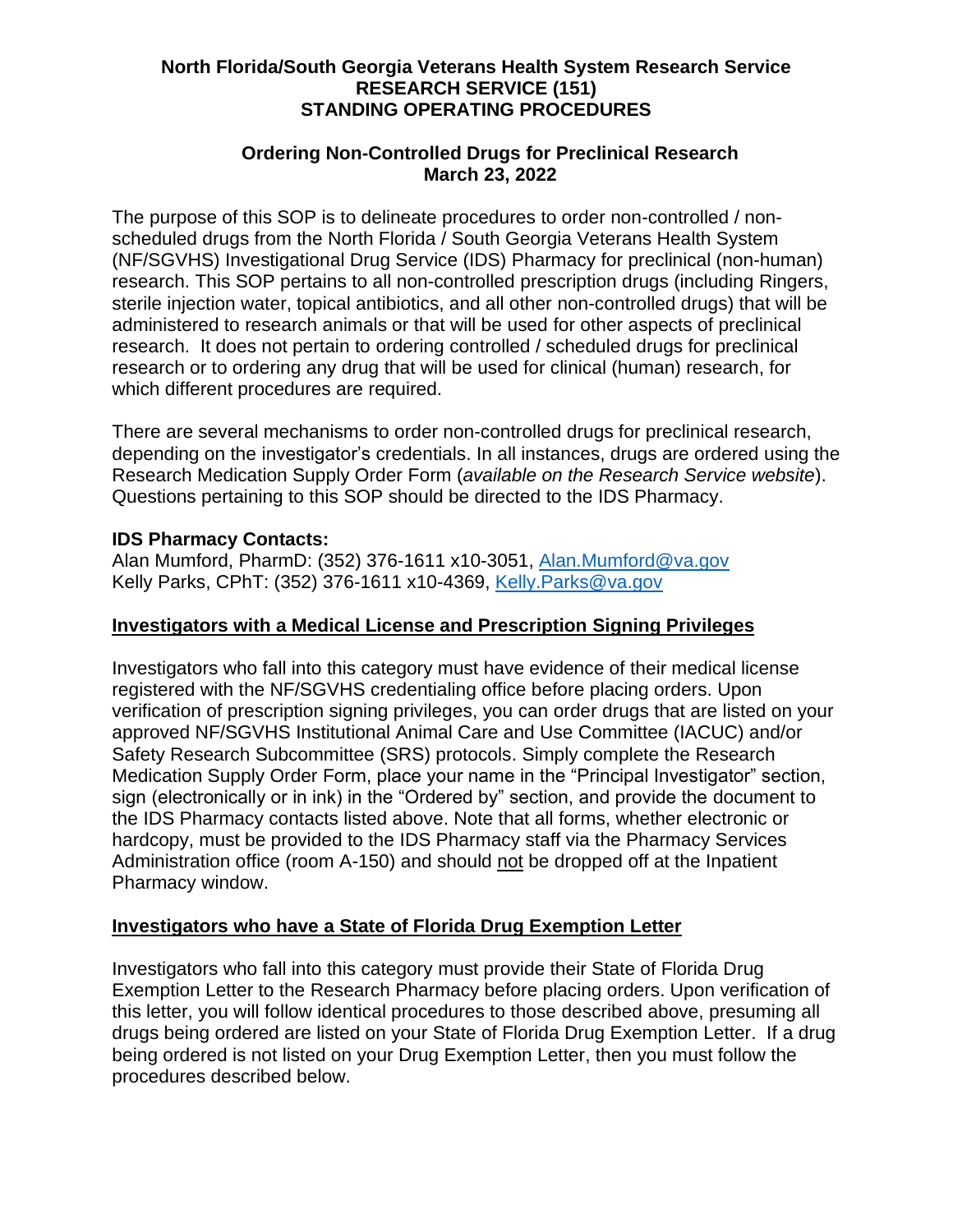**North Florida/South Georgia Veterans Health System Research Service**
**RESEARCH SERVICE (151)**
**STANDING OPERATING PROCEDURES**

**Ordering Non-Controlled Drugs for Preclinical Research**
**March 23, 2022**

The purpose of this SOP is to delineate procedures to order non-controlled / non-scheduled drugs from the North Florida / South Georgia Veterans Health System (NF/SGVHS) Investigational Drug Service (IDS) Pharmacy for preclinical (non-human) research. This SOP pertains to all non-controlled prescription drugs (including Ringers, sterile injection water, topical antibiotics, and all other non-controlled drugs) that will be administered to research animals or that will be used for other aspects of preclinical research. It does not pertain to ordering controlled / scheduled drugs for preclinical research or to ordering any drug that will be used for clinical (human) research, for which different procedures are required.

There are several mechanisms to order non-controlled drugs for preclinical research, depending on the investigator's credentials. In all instances, drugs are ordered using the Research Medication Supply Order Form (*available on the Research Service website*). Questions pertaining to this SOP should be directed to the IDS Pharmacy.

**IDS Pharmacy Contacts:**
Alan Mumford, PharmD: (352) 376-1611 x10-3051, Alan.Mumford@va.gov
Kelly Parks, CPhT: (352) 376-1611 x10-4369, Kelly.Parks@va.gov

**Investigators with a Medical License and Prescription Signing Privileges**

Investigators who fall into this category must have evidence of their medical license registered with the NF/SGVHS credentialing office before placing orders. Upon verification of prescription signing privileges, you can order drugs that are listed on your approved NF/SGVHS Institutional Animal Care and Use Committee (IACUC) and/or Safety Research Subcommittee (SRS) protocols. Simply complete the Research Medication Supply Order Form, place your name in the "Principal Investigator" section, sign (electronically or in ink) in the "Ordered by" section, and provide the document to the IDS Pharmacy contacts listed above. Note that all forms, whether electronic or hardcopy, must be provided to the IDS Pharmacy staff via the Pharmacy Services Administration office (room A-150) and should not be dropped off at the Inpatient Pharmacy window.

**Investigators who have a State of Florida Drug Exemption Letter**

Investigators who fall into this category must provide their State of Florida Drug Exemption Letter to the Research Pharmacy before placing orders. Upon verification of this letter, you will follow identical procedures to those described above, presuming all drugs being ordered are listed on your State of Florida Drug Exemption Letter. If a drug being ordered is not listed on your Drug Exemption Letter, then you must follow the procedures described below.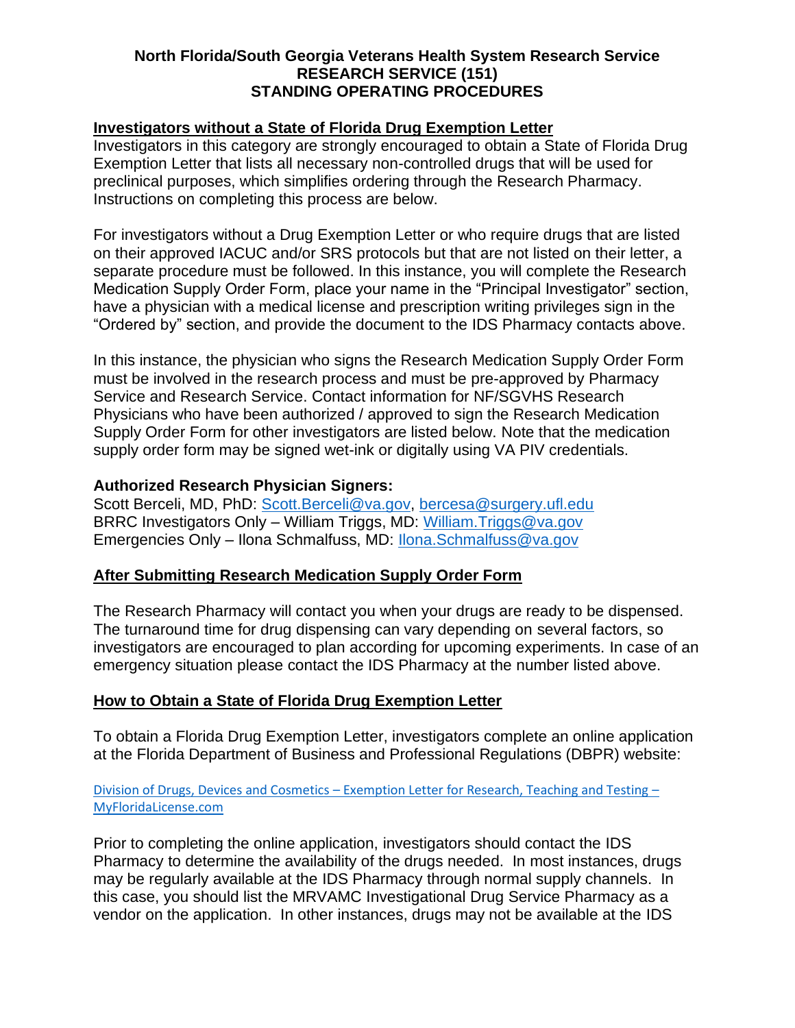## Investigators without a State of Florida Drug Exemption Letter

Investigators in this category are strongly encouraged to obtain a State of Florida Drug Exemption Letter that lists all necessary non-controlled drugs that will be used for preclinical purposes, which simplifies ordering through the Research Pharmacy. Instructions on completing this process are below.

For investigators without a Drug Exemption Letter or who require drugs that are listed on their approved IACUC and/or SRS protocols but that are not listed on their letter, a separate procedure must be followed. In this instance, you will complete the Research Medication Supply Order Form, place your name in the "Principal Investigator" section, have a physician with a medical license and prescription writing privileges sign in the "Ordered by" section, and provide the document to the IDS Pharmacy contacts above.

In this instance, the physician who signs the Research Medication Supply Order Form must be involved in the research process and must be pre-approved by Pharmacy Service and Research Service. Contact information for NF/SGVHS Research Physicians who have been authorized / approved to sign the Research Medication Supply Order Form for other investigators are listed below. Note that the medication supply order form may be signed wet-ink or digitally using VA PIV credentials.

**Authorized Research Physician Signers:**
Scott Berceli, MD, PhD: Scott.Berceli@va.gov, bercesa@surgery.ufl.edu
BRRC Investigators Only – William Triggs, MD: William.Triggs@va.gov
Emergencies Only – Ilona Schmalfuss, MD: Ilona.Schmalfuss@va.gov

## After Submitting Research Medication Supply Order Form

The Research Pharmacy will contact you when your drugs are ready to be dispensed. The turnaround time for drug dispensing can vary depending on several factors, so investigators are encouraged to plan according for upcoming experiments. In case of an emergency situation please contact the IDS Pharmacy at the number listed above.

## How to Obtain a State of Florida Drug Exemption Letter

To obtain a Florida Drug Exemption Letter, investigators complete an online application at the Florida Department of Business and Professional Regulations (DBPR) website:

Division of Drugs, Devices and Cosmetics – Exemption Letter for Research, Teaching and Testing – MyFloridaLicense.com

Prior to completing the online application, investigators should contact the IDS Pharmacy to determine the availability of the drugs needed. In most instances, drugs may be regularly available at the IDS Pharmacy through normal supply channels. In this case, you should list the MRVAMC Investigational Drug Service Pharmacy as a vendor on the application. In other instances, drugs may not be available at the IDS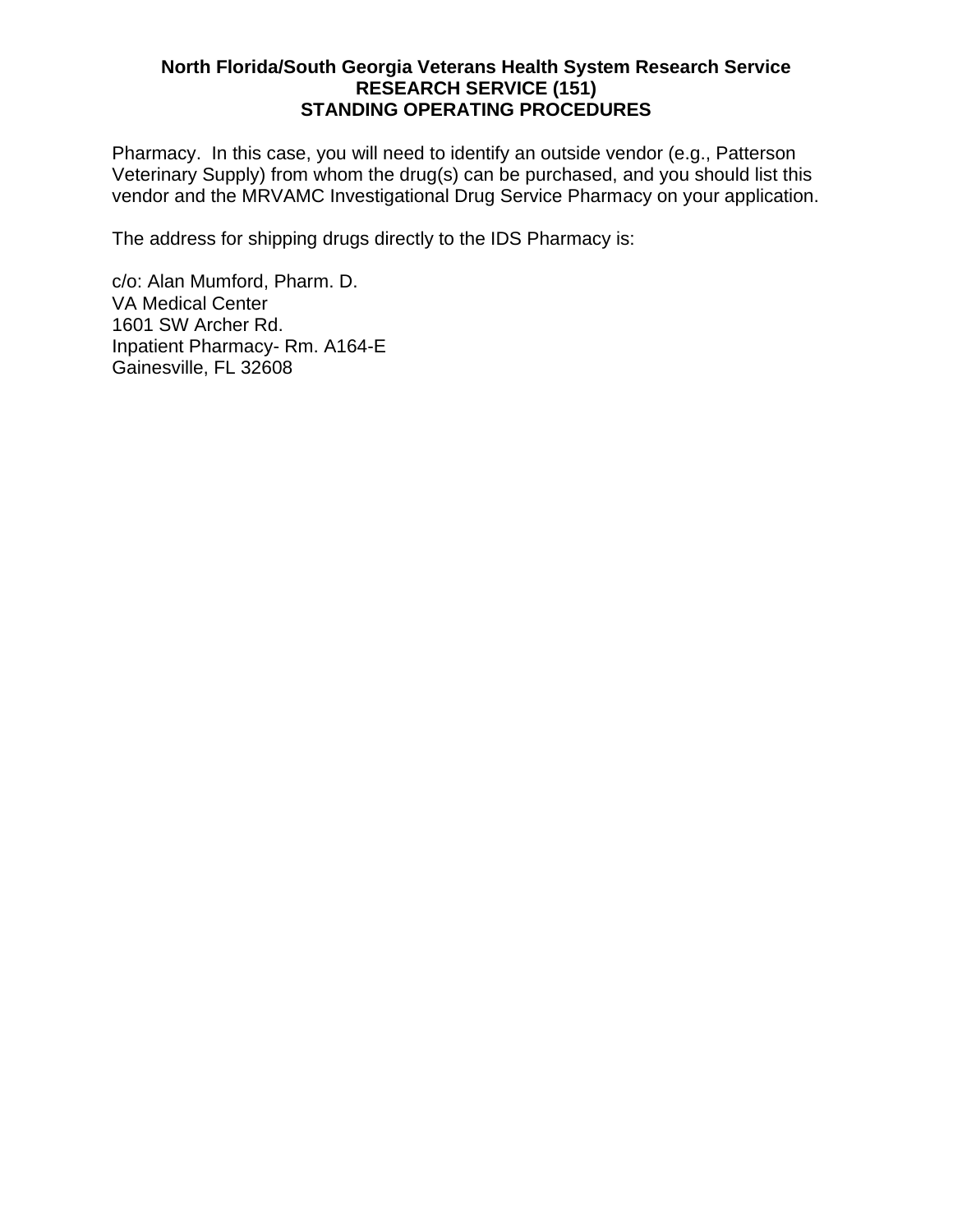Pharmacy. In this case, you will need to identify an outside vendor (e.g., Patterson Veterinary Supply) from whom the drug(s) can be purchased, and you should list this vendor and the MRVAMC Investigational Drug Service Pharmacy on your application.

The address for shipping drugs directly to the IDS Pharmacy is:

c/o: Alan Mumford, Pharm. D.  
VA Medical Center  
1601 SW Archer Rd.  
Inpatient Pharmacy- Rm. A164-E  
Gainesville, FL 32608